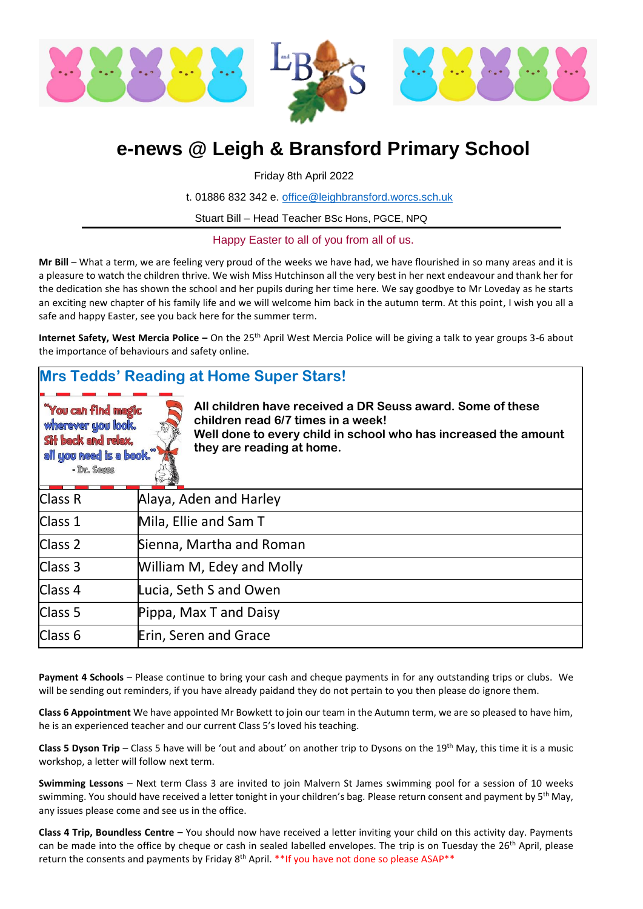# e-news @ Leigh & Bransford Primary School

Friday 8th April 2022

t. 01886 832 342 e. office@leighbransford.worcs.sch.uk

Stuart Bill – Head Teacher BSc Hons, PGCE, NPQ

Happy Easter to all of you from all of us.

**Mr Bill** – What a term, we are feeling very proud of the weeks we have had, we have flourished in so many areas and it is a pleasure to watch the children thrive. We wish Miss Hutchinson all the very best in her next endeavour and thank her for the dedication she has shown the school and her pupils during her time here. We say goodbye to Mr Loveday as he starts an exciting new chapter of his family life and we will welcome him back in the autumn term. At this point, I wish you all a safe and happy Easter, see you back here for the summer term.

**Internet Safety, West Mercia Police –** On the 25th April West Mercia Police will be giving a talk to year groups 3-6 about the importance of behaviours and safety online.

## Mrs Tedds' Reading at Home Super Stars!

"You can find magic wherever you look. Sit back and relax, all you need is a book." - Dr. Seuss

**All children have received a DR Seuss award. Some of these children read 6/7 times in a week!**
**Well done to every child in school who has increased the amount they are reading at home.**

| | |
|---|---|
| Class R | Alaya, Aden and Harley |
| Class 1 | Mila, Ellie and Sam T |
| Class 2 | Sienna, Martha and Roman |
| Class 3 | William M, Edey and Molly |
| Class 4 | Lucia, Seth S and Owen |
| Class 5 | Pippa, Max T and Daisy |
| Class 6 | Erin, Seren and Grace |

**Payment 4 Schools** – Please continue to bring your cash and cheque payments in for any outstanding trips or clubs. We will be sending out reminders, if you have already paidand they do not pertain to you then please do ignore them.

**Class 6 Appointment** We have appointed Mr Bowkett to join our team in the Autumn term, we are so pleased to have him, he is an experienced teacher and our current Class 5's loved his teaching.

**Class 5 Dyson Trip** – Class 5 have will be 'out and about' on another trip to Dysons on the 19th May, this time it is a music workshop, a letter will follow next term.

**Swimming Lessons** – Next term Class 3 are invited to join Malvern St James swimming pool for a session of 10 weeks swimming. You should have received a letter tonight in your children's bag. Please return consent and payment by 5th May, any issues please come and see us in the office.

**Class 4 Trip, Boundless Centre –** You should now have received a letter inviting your child on this activity day. Payments can be made into the office by cheque or cash in sealed labelled envelopes. The trip is on Tuesday the 26th April, please return the consents and payments by Friday 8th April. **If you have not done so please ASAP**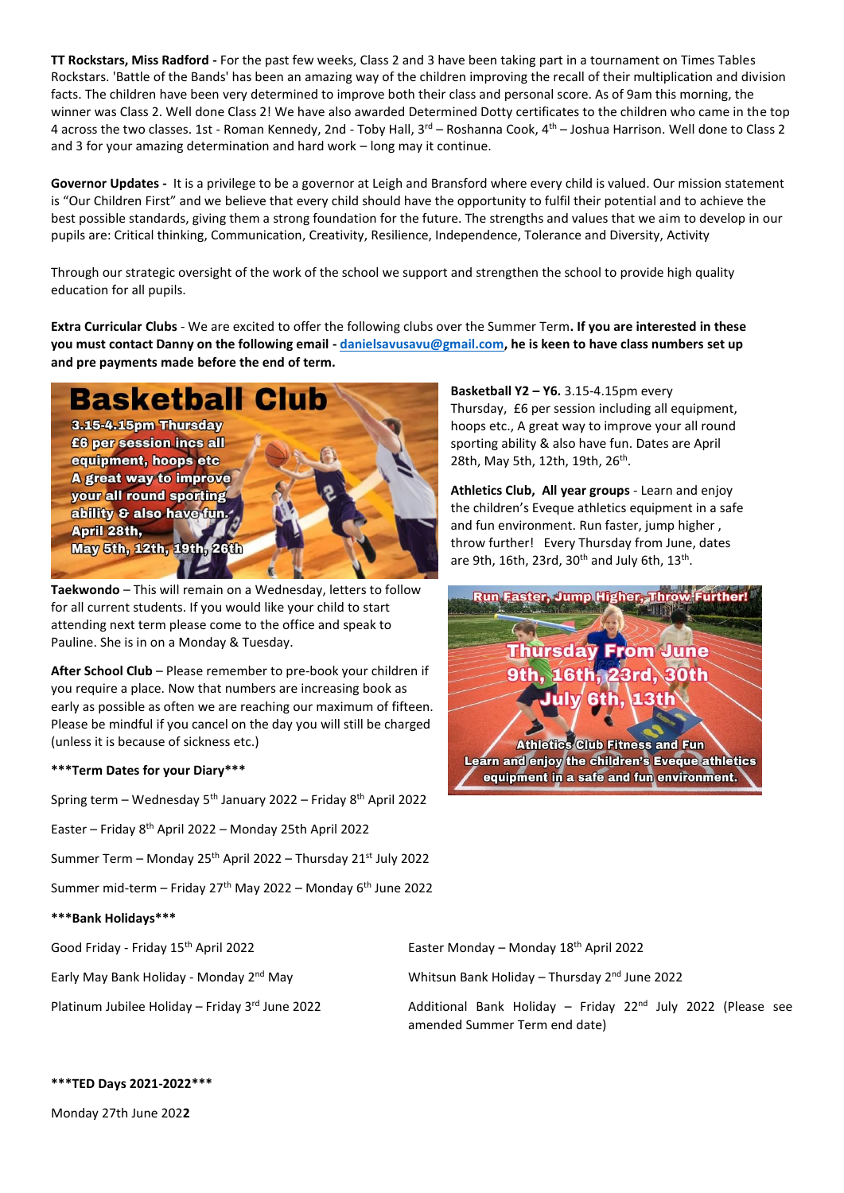**TT Rockstars, Miss Radford -** For the past few weeks, Class 2 and 3 have been taking part in a tournament on Times Tables Rockstars. 'Battle of the Bands' has been an amazing way of the children improving the recall of their multiplication and division facts. The children have been very determined to improve both their class and personal score. As of 9am this morning, the winner was Class 2. Well done Class 2! We have also awarded Determined Dotty certificates to the children who came in the top 4 across the two classes. 1st - Roman Kennedy, 2nd - Toby Hall, 3rd – Roshanna Cook, 4th – Joshua Harrison. Well done to Class 2 and 3 for your amazing determination and hard work – long may it continue.

**Governor Updates -** It is a privilege to be a governor at Leigh and Bransford where every child is valued. Our mission statement is "Our Children First" and we believe that every child should have the opportunity to fulfil their potential and to achieve the best possible standards, giving them a strong foundation for the future. The strengths and values that we aim to develop in our pupils are: Critical thinking, Communication, Creativity, Resilience, Independence, Tolerance and Diversity, Activity

Through our strategic oversight of the work of the school we support and strengthen the school to provide high quality education for all pupils.

**Extra Curricular Clubs** - We are excited to offer the following clubs over the Summer Term**. If you are interested in these you must contact Danny on the following email - danielsavusavu@gmail.com, he is keen to have class numbers set up and pre payments made before the end of term.**

**Basketball Club**
3.15-4.15pm Thursday
£6 per session incs all equipment, hoops etc
A great way to improve your all round sporting ability & also have fun.
April 28th,
May 5th, 12th, 19th, 26th

**Basketball Y2 – Y6.** 3.15-4.15pm every Thursday, £6 per session including all equipment, hoops etc., A great way to improve your all round sporting ability & also have fun. Dates are April 28th, May 5th, 12th, 19th, 26th.

**Athletics Club, All year groups** - Learn and enjoy the children's Eveque athletics equipment in a safe and fun environment. Run faster, jump higher , throw further! Every Thursday from June, dates are 9th, 16th, 23rd, 30th and July 6th, 13th.

Run Faster, Jump Higher, Throw Further!
Thursday From June
9th, 16th, 23rd, 30th
July 6th, 13th
Athletics Club Fitness and Fun
Learn and enjoy the children's Eveque athletics equipment in a safe and fun environment.

**Taekwondo** – This will remain on a Wednesday, letters to follow for all current students. If you would like your child to start attending next term please come to the office and speak to Pauline. She is in on a Monday & Tuesday.

**After School Club** – Please remember to pre-book your children if you require a place. Now that numbers are increasing book as early as possible as often we are reaching our maximum of fifteen. Please be mindful if you cancel on the day you will still be charged (unless it is because of sickness etc.)

**\*\*\*Term Dates for your Diary\*\*\***

Spring term – Wednesday 5th January 2022 – Friday 8th April 2022

Easter – Friday 8th April 2022 – Monday 25th April 2022

Summer Term – Monday 25th April 2022 – Thursday 21st July 2022

Summer mid-term – Friday 27th May 2022 – Monday 6th June 2022

**\*\*\*Bank Holidays\*\*\***

Good Friday - Friday 15th April 2022

Early May Bank Holiday - Monday 2nd May

Platinum Jubilee Holiday – Friday 3rd June 2022

Easter Monday – Monday 18th April 2022

Whitsun Bank Holiday – Thursday 2nd June 2022

Additional Bank Holiday – Friday 22nd July 2022 (Please see amended Summer Term end date)

**\*\*\*TED Days 2021-2022\*\*\***

Monday 27th June 2022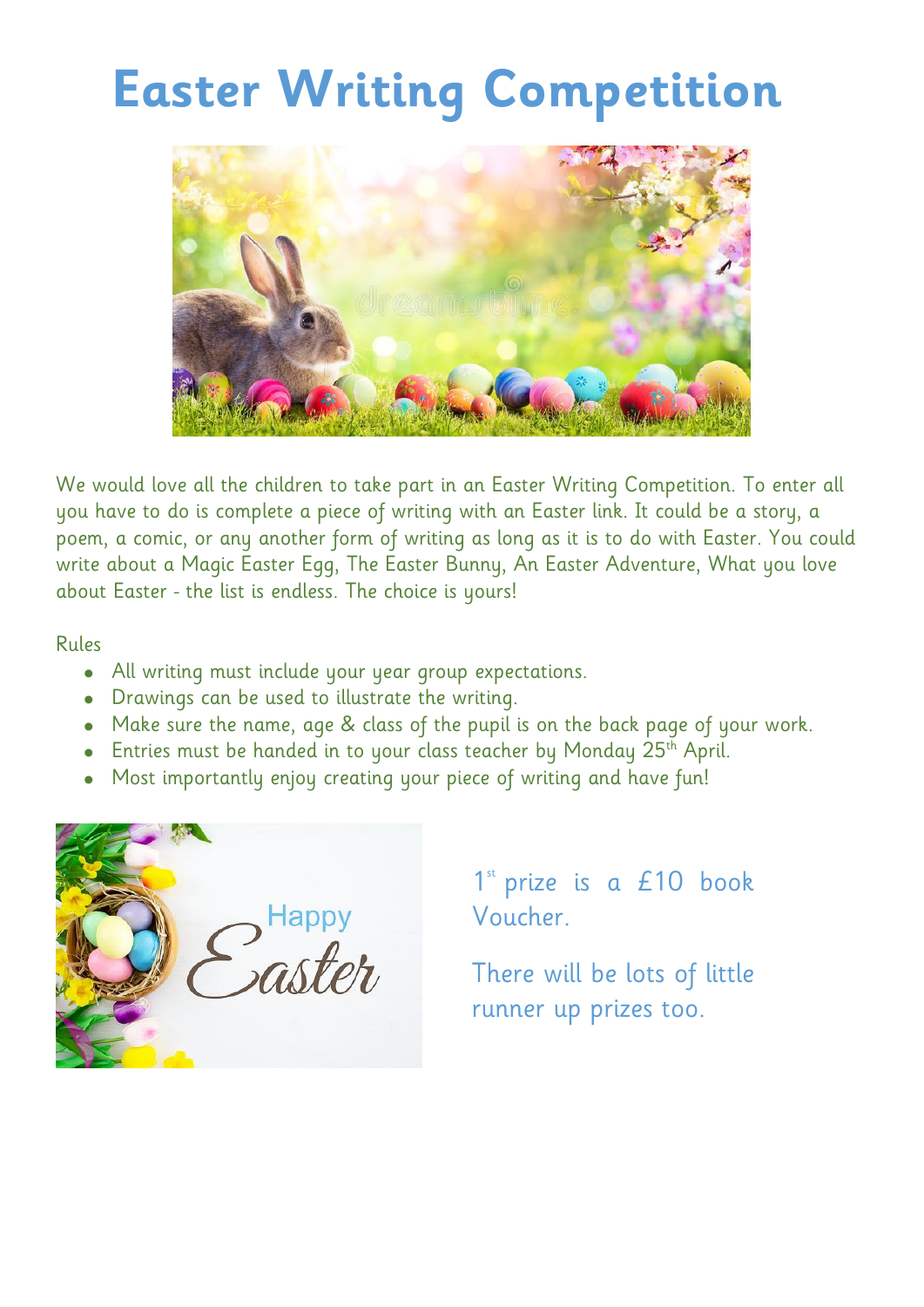# Easter Writing Competition

We would love all the children to take part in an Easter Writing Competition. To enter all you have to do is complete a piece of writing with an Easter link. It could be a story, a poem, a comic, or any another form of writing as long as it is to do with Easter. You could write about a Magic Easter Egg, The Easter Bunny, An Easter Adventure, What you love about Easter - the list is endless. The choice is yours!

Rules

- All writing must include your year group expectations.
- Drawings can be used to illustrate the writing.
- Make sure the name, age & class of the pupil is on the back page of your work.
- Entries must be handed in to your class teacher by Monday 25th April.
- Most importantly enjoy creating your piece of writing and have fun!

1st prize is a £10 book Voucher.

There will be lots of little runner up prizes too.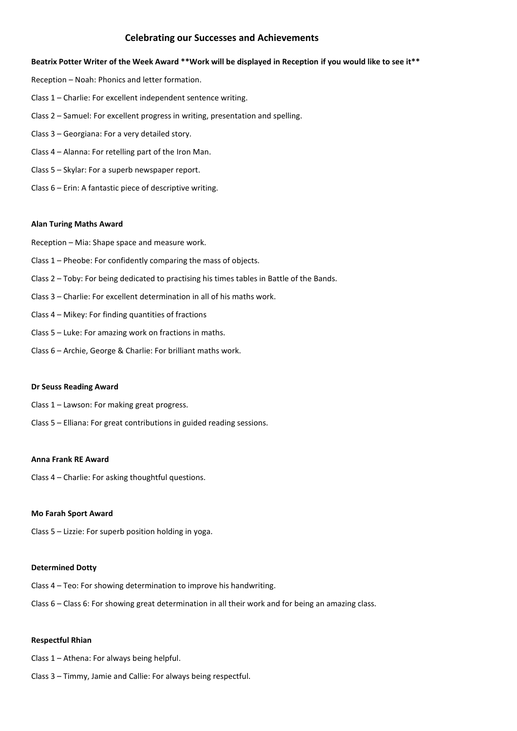## Celebrating our Successes and Achievements

**Beatrix Potter Writer of the Week Award **Work will be displayed in Reception if you would like to see it****

Reception – Noah: Phonics and letter formation.

Class 1 – Charlie: For excellent independent sentence writing.

Class 2 – Samuel: For excellent progress in writing, presentation and spelling.

Class 3 – Georgiana: For a very detailed story.

Class 4 – Alanna: For retelling part of the Iron Man.

Class 5 – Skylar: For a superb newspaper report.

Class 6 – Erin: A fantastic piece of descriptive writing.

**Alan Turing Maths Award**

Reception – Mia: Shape space and measure work.

Class 1 – Pheobe: For confidently comparing the mass of objects.

Class 2 – Toby: For being dedicated to practising his times tables in Battle of the Bands.

Class 3 – Charlie: For excellent determination in all of his maths work.

Class 4 – Mikey: For finding quantities of fractions

Class 5 – Luke: For amazing work on fractions in maths.

Class 6 – Archie, George & Charlie: For brilliant maths work.

**Dr Seuss Reading Award**

Class 1 – Lawson: For making great progress.

Class 5 – Elliana: For great contributions in guided reading sessions.

**Anna Frank RE Award**

Class 4 – Charlie: For asking thoughtful questions.

**Mo Farah Sport Award**

Class 5 – Lizzie: For superb position holding in yoga.

**Determined Dotty**

Class 4 – Teo: For showing determination to improve his handwriting.

Class 6 – Class 6: For showing great determination in all their work and for being an amazing class.

**Respectful Rhian**

Class 1 – Athena: For always being helpful.

Class 3 – Timmy, Jamie and Callie: For always being respectful.